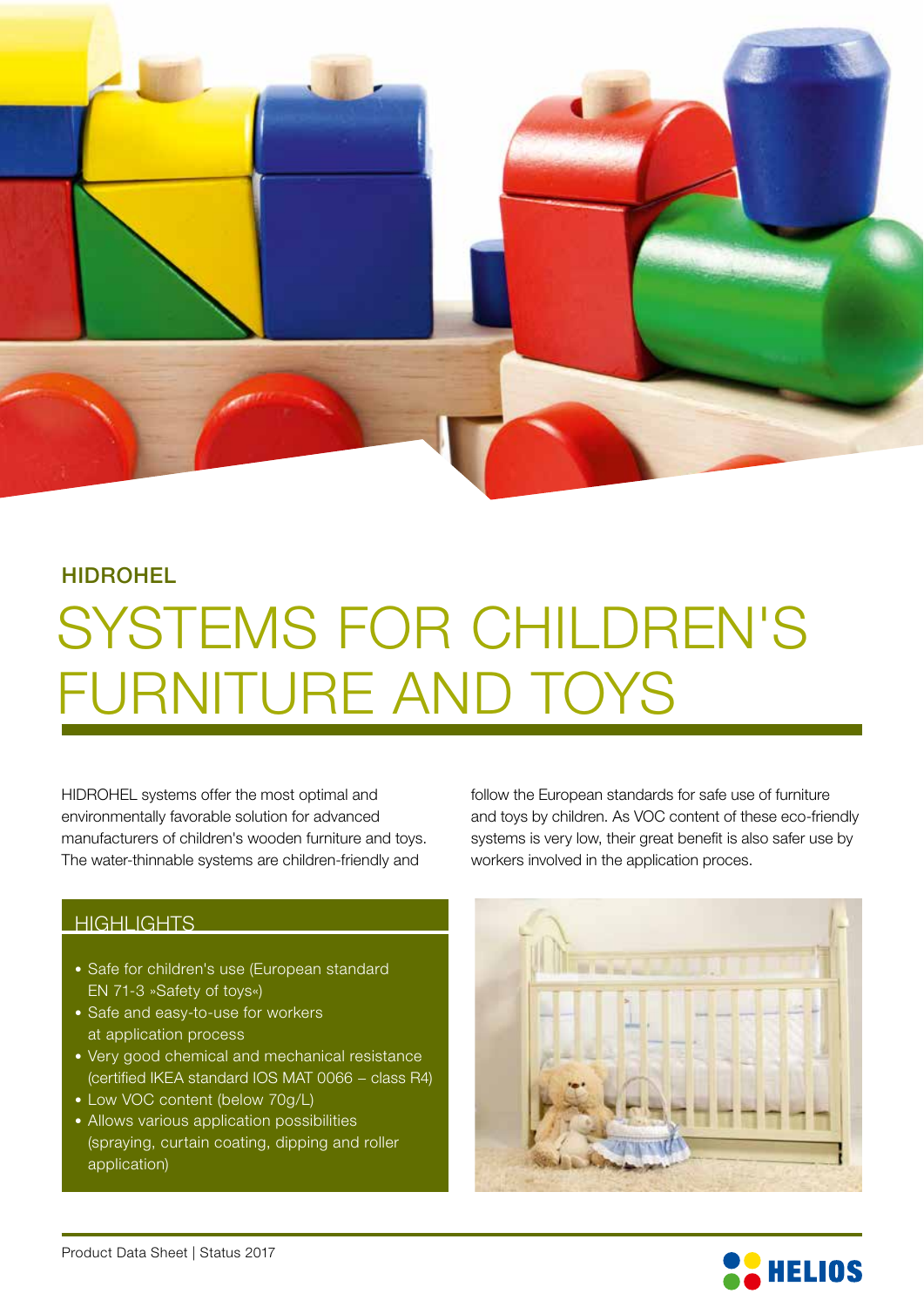HIDROHEL

# SYSTEMS FOR CHILDREN'S FURNITURE AND TOYS

HIDROHEL systems offer the most optimal and environmentally favorable solution for advanced manufacturers of children's wooden furniture and toys. The water-thinnable systems are children-friendly and follow the European standards for safe use of furniture and toys by children. As VOC content of these eco-friendly systems is very low, their great benefit is also safer use by workers involved in the application proces.

## HIGHLIGHTS

- Safe for children's use (European standard EN 71-3 »Safety of toys«)
- Safe and easy-to-use for workers at application process
- Very good chemical and mechanical resistance (certified IKEA standard IOS MAT 0066 – class R4)
- Low VOC content (below 70g/L)
- Allows various application possibilities (spraying, curtain coating, dipping and roller application)

Product Data Sheet | Status 2017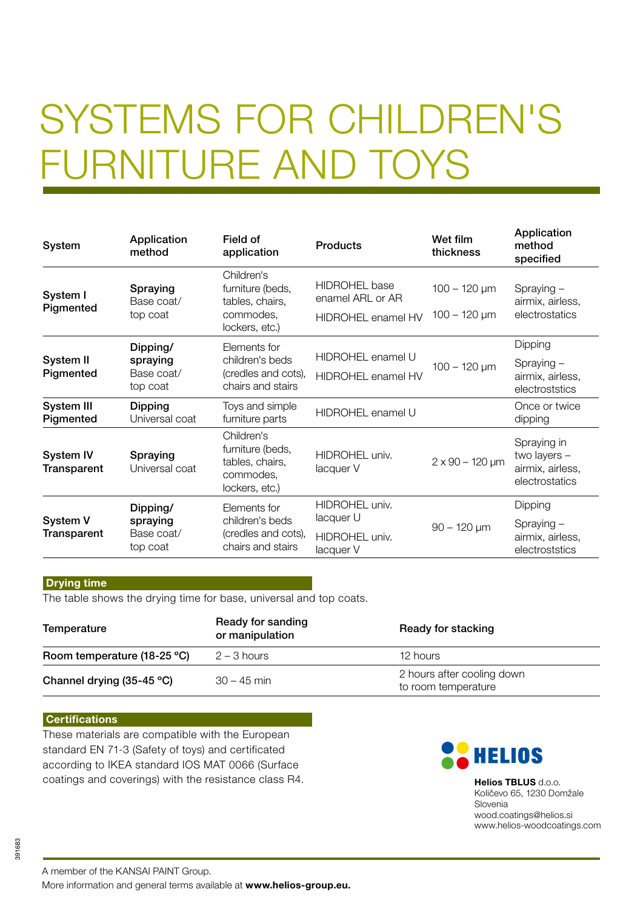# SYSTEMS FOR CHILDREN'S FURNITURE AND TOYS

| System | Application method | Field of application | Products | Wet film thickness | Application method specified |
|---|---|---|---|---|---|
| **System I Pigmented** | **Spraying** Base coat/ top coat | Children's furniture (beds, tables, chairs, commodes, lockers, etc.) | HIDROHEL base enamel ARL or AR<br>HIDROHEL enamel HV | 100 – 120 µm<br>100 – 120 µm | Spraying – airmix, airless, electrostatics |
| **System II Pigmented** | **Dipping/ spraying** Base coat/ top coat | Elements for children's beds (credles and cots), chairs and stairs | HIDROHEL enamel U<br>HIDROHEL enamel HV | 100 – 120 µm | Dipping<br>Spraying – airmix, airless, electroststics |
| **System III Pigmented** | **Dipping** Universal coat | Toys and simple furniture parts | HIDROHEL enamel U | | Once or twice dipping |
| **System IV Transparent** | **Spraying** Universal coat | Children's furniture (beds, tables, chairs, commodes, lockers, etc.) | HIDROHEL univ. lacquer V | 2 x 90 – 120 µm | Spraying in two layers – airmix, airless, electrostatics |
| **System V Transparent** | **Dipping/ spraying** Base coat/ top coat | Elements for children's beds (credles and cots), chairs and stairs | HIDROHEL univ. lacquer U<br>HIDROHEL univ. lacquer V | 90 – 120 µm | Dipping<br>Spraying – airmix, airless, electroststics |

## Drying time

The table shows the drying time for base, universal and top coats.

| Temperature | Ready for sanding or manipulation | Ready for stacking |
|---|---|---|
| **Room temperature (18-25 °C)** | 2 – 3 hours | 12 hours |
| **Channel drying (35-45 °C)** | 30 – 45 min | 2 hours after cooling down to room temperature |

## Certifications

These materials are compatible with the European standard EN 71-3 (Safety of toys) and certificated according to IKEA standard IOS MAT 0066 (Surface coatings and coverings) with the resistance class R4.

HELIOS

**Helios TBLUS** d.o.o.
Količevo 65, 1230 Domžale
Slovenia
wood.coatings@helios.si
www.helios-woodcoatings.com

391683

A member of the KANSAI PAINT Group.
More information and general terms available at **www.helios-group.eu.**